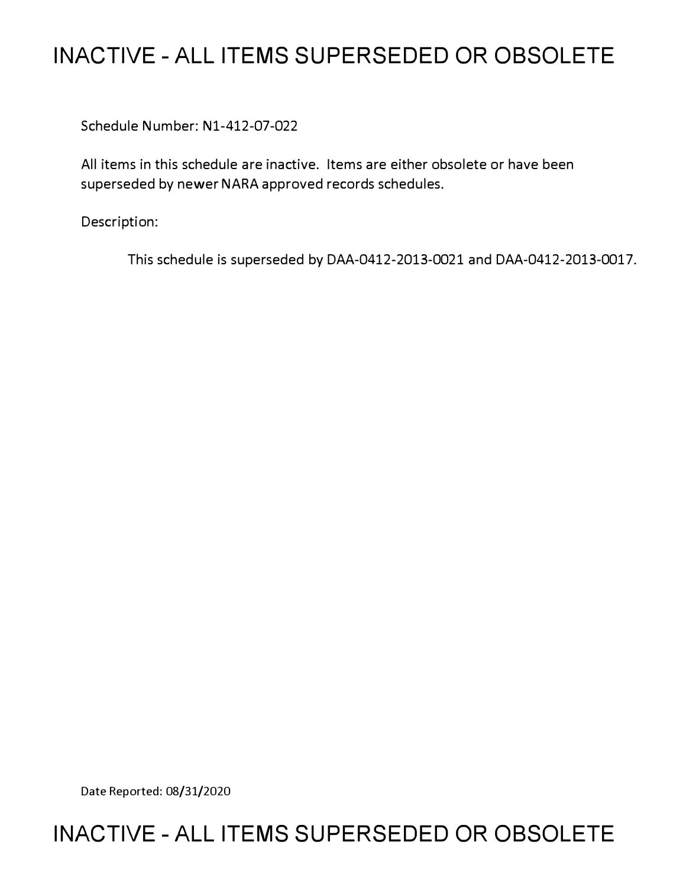# INACTIVE - ALL ITEMS SUPERSEDED OR OBSOLETE

Schedule Number: N1-412-07-022

All items in this schedule are inactive. Items are either obsolete or have been superseded by newer NARA approved records schedules.

Description:

This schedule is superseded by DAA-0412-2013-0021 and DAA-0412-2013-0017.

Date Reported: 08/31/2020

# INACTIVE - ALL ITEMS SUPERSEDED OR OBSOLETE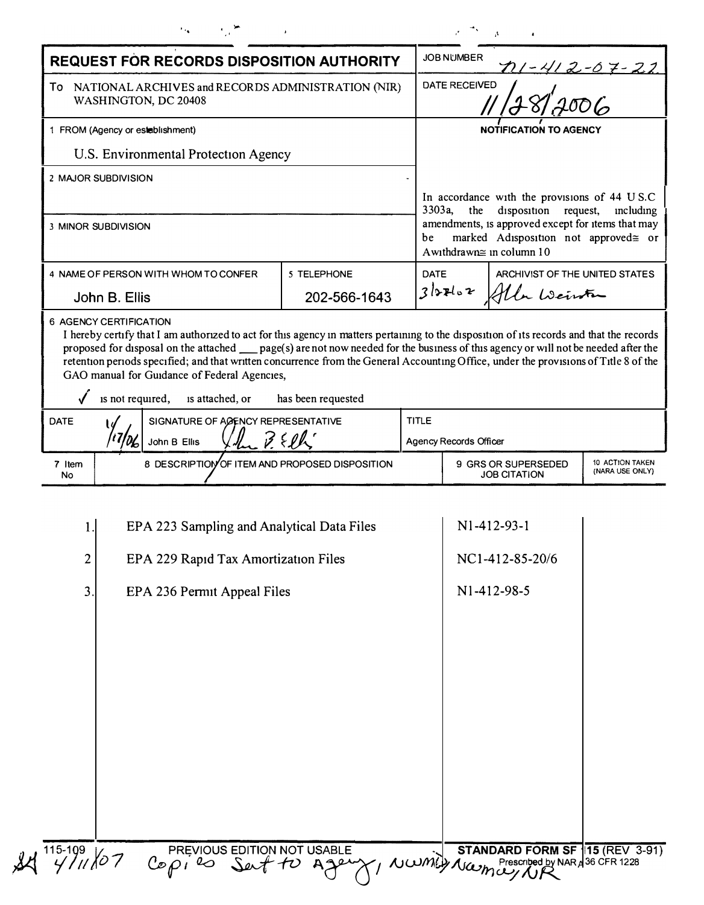# REQUEST FOR RECORDS DISPOSITION AUTHORITY

| | |
|---|---|
| To NATIONAL ARCHIVES and RECORDS ADMINISTRATION (NIR) WASHINGTON, DC 20408 | JOB NUMBER N1-412-07-22 |
| 1 FROM (Agency or establishment) U.S. Environmental Protection Agency | DATE RECEIVED 11/28/2006 |
| 2 MAJOR SUBDIVISION | NOTIFICATION TO AGENCY |
| 3 MINOR SUBDIVISION | In accordance with the provisions of 44 U.S.C 3303a, the disposition request, including amendments, is approved except for items that may be marked "disposition not approved" or "withdrawn" in column 10 |

| 4 NAME OF PERSON WITH WHOM TO CONFER | 5 TELEPHONE | DATE | ARCHIVIST OF THE UNITED STATES |
|---|---|---|---|
| John B. Ellis | 202-566-1643 | 3/27/07 | Allen Weinstein |

**6 AGENCY CERTIFICATION**

I hereby certify that I am authorized to act for this agency in matters pertaining to the disposition of its records and that the records proposed for disposal on the attached ___ page(s) are not now needed for the business of this agency or will not be needed after the retention periods specified; and that written concurrence from the General Accounting Office, under the provisions of Title 8 of the GAO manual for Guidance of Federal Agencies,

✓ is not required, is attached, or has been requested

| DATE | SIGNATURE OF AGENCY REPRESENTATIVE | TITLE |
|---|---|---|
| 1/17/06 | John B Ellis | Agency Records Officer |

| 7 Item No | 8 DESCRIPTION OF ITEM AND PROPOSED DISPOSITION | 9 GRS OR SUPERSEDED JOB CITATION | 10 ACTION TAKEN (NARA USE ONLY) |
|---|---|---|---|
| 1. | EPA 223 Sampling and Analytical Data Files | N1-412-93-1 | |
| 2 | EPA 229 Rapid Tax Amortization Files | NC1-412-85-20/6 | |
| 3. | EPA 236 Permit Appeal Files | N1-412-98-5 | |

115-109 PREVIOUS EDITION NOT USABLE STANDARD FORM SF 115 (REV 3-91) Prescribed by NARA 36 CFR 1228

4/11/07 Copies Sent to Agency, NWML, NWMW, NR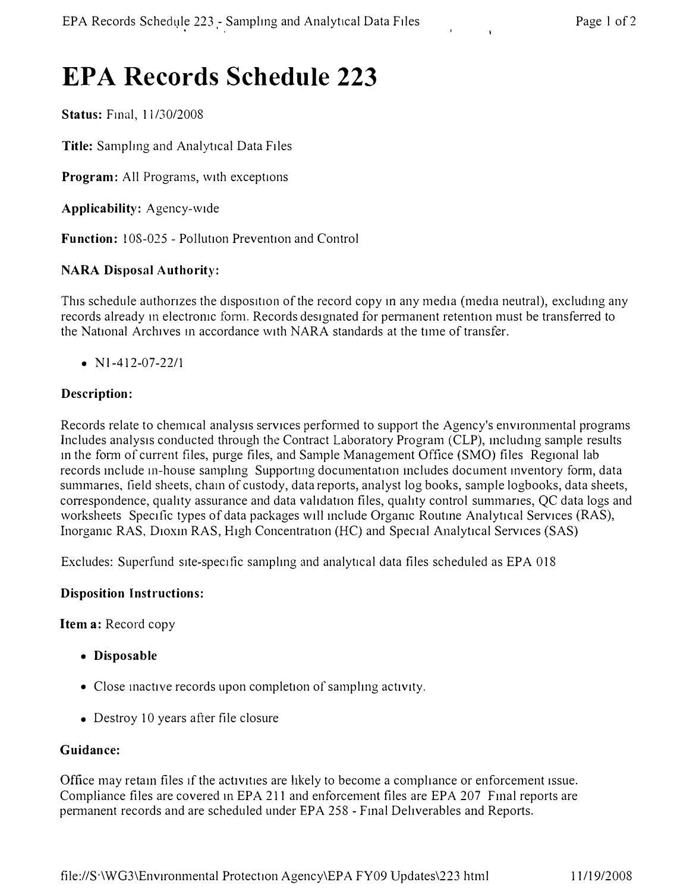# EPA Records Schedule 223

**Status:** Final, 11/30/2008

**Title:** Sampling and Analytical Data Files

**Program:** All Programs, with exceptions

**Applicability:** Agency-wide

**Function:** 108-025 - Pollution Prevention and Control

### NARA Disposal Authority:

This schedule authorizes the disposition of the record copy in any media (media neutral), excluding any records already in electronic form. Records designated for permanent retention must be transferred to the National Archives in accordance with NARA standards at the time of transfer.

- N1-412-07-22/1

### Description:

Records relate to chemical analysis services performed to support the Agency's environmental programs Includes analysis conducted through the Contract Laboratory Program (CLP), including sample results in the form of current files, purge files, and Sample Management Office (SMO) files Regional lab records include in-house sampling Supporting documentation includes document inventory form, data summaries, field sheets, chain of custody, data reports, analyst log books, sample logbooks, data sheets, correspondence, quality assurance and data validation files, quality control summaries, QC data logs and worksheets Specific types of data packages will include Organic Routine Analytical Services (RAS), Inorganic RAS, Dioxin RAS, High Concentration (HC) and Special Analytical Services (SAS)

Excludes: Superfund site-specific sampling and analytical data files scheduled as EPA 018

### Disposition Instructions:

**Item a:** Record copy

- **Disposable**
- Close inactive records upon completion of sampling activity.
- Destroy 10 years after file closure

### Guidance:

Office may retain files if the activities are likely to become a compliance or enforcement issue. Compliance files are covered in EPA 211 and enforcement files are EPA 207 Final reports are permanent records and are scheduled under EPA 258 - Final Deliverables and Reports.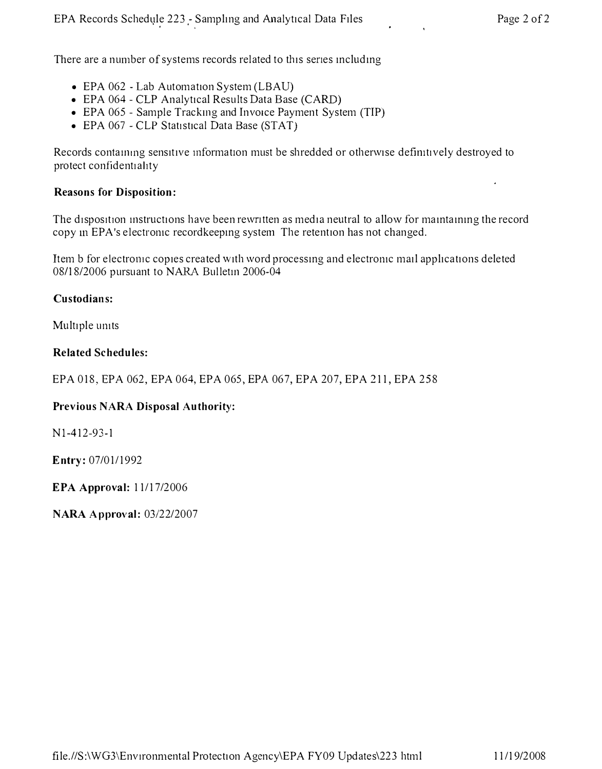There are a number of systems records related to this series including

- EPA 062 - Lab Automation System (LBAU)
- EPA 064 - CLP Analytical Results Data Base (CARD)
- EPA 065 - Sample Tracking and Invoice Payment System (TIP)
- EPA 067 - CLP Statistical Data Base (STAT)

Records containing sensitive information must be shredded or otherwise definitively destroyed to protect confidentiality

**Reasons for Disposition:**

The disposition instructions have been rewritten as media neutral to allow for maintaining the record copy in EPA's electronic recordkeeping system The retention has not changed.

Item b for electronic copies created with word processing and electronic mail applications deleted 08/18/2006 pursuant to NARA Bulletin 2006-04

**Custodians:**

Multiple units

**Related Schedules:**

EPA 018, EPA 062, EPA 064, EPA 065, EPA 067, EPA 207, EPA 211, EPA 258

**Previous NARA Disposal Authority:**

N1-412-93-1

**Entry:** 07/01/1992

**EPA Approval:** 11/17/2006

**NARA Approval:** 03/22/2007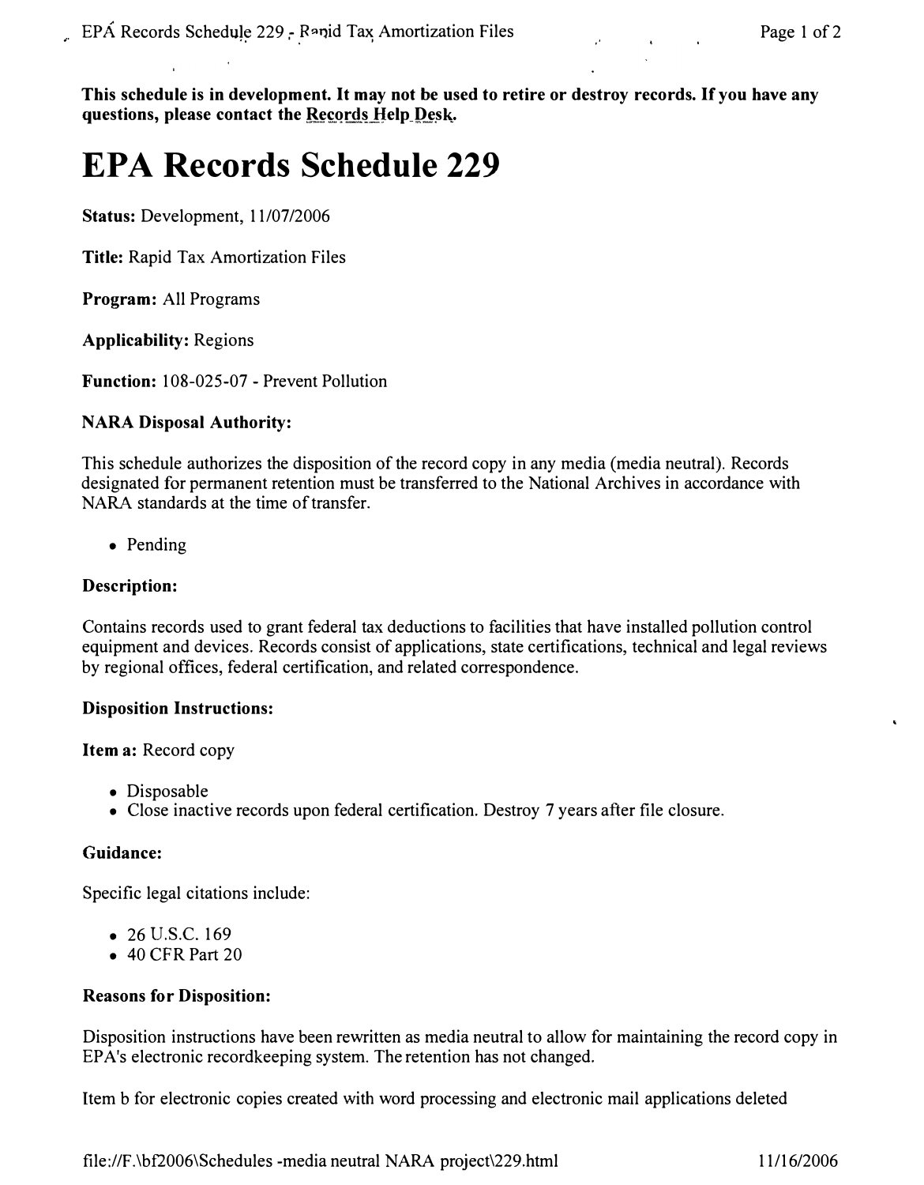**This schedule is in development. It may not be used to retire or destroy records. If you have any questions, please contact the Records Help Desk.**

# EPA Records Schedule 229

**Status:** Development, 11/07/2006

**Title:** Rapid Tax Amortization Files

**Program:** All Programs

**Applicability:** Regions

**Function:** 108-025-07 - Prevent Pollution

**NARA Disposal Authority:**

This schedule authorizes the disposition of the record copy in any media (media neutral). Records designated for permanent retention must be transferred to the National Archives in accordance with NARA standards at the time of transfer.

- Pending

**Description:**

Contains records used to grant federal tax deductions to facilities that have installed pollution control equipment and devices. Records consist of applications, state certifications, technical and legal reviews by regional offices, federal certification, and related correspondence.

**Disposition Instructions:**

**Item a:** Record copy

- Disposable
- Close inactive records upon federal certification. Destroy 7 years after file closure.

**Guidance:**

Specific legal citations include:

- 26 U.S.C. 169
- 40 CFR Part 20

**Reasons for Disposition:**

Disposition instructions have been rewritten as media neutral to allow for maintaining the record copy in EPA's electronic recordkeeping system. The retention has not changed.

Item b for electronic copies created with word processing and electronic mail applications deleted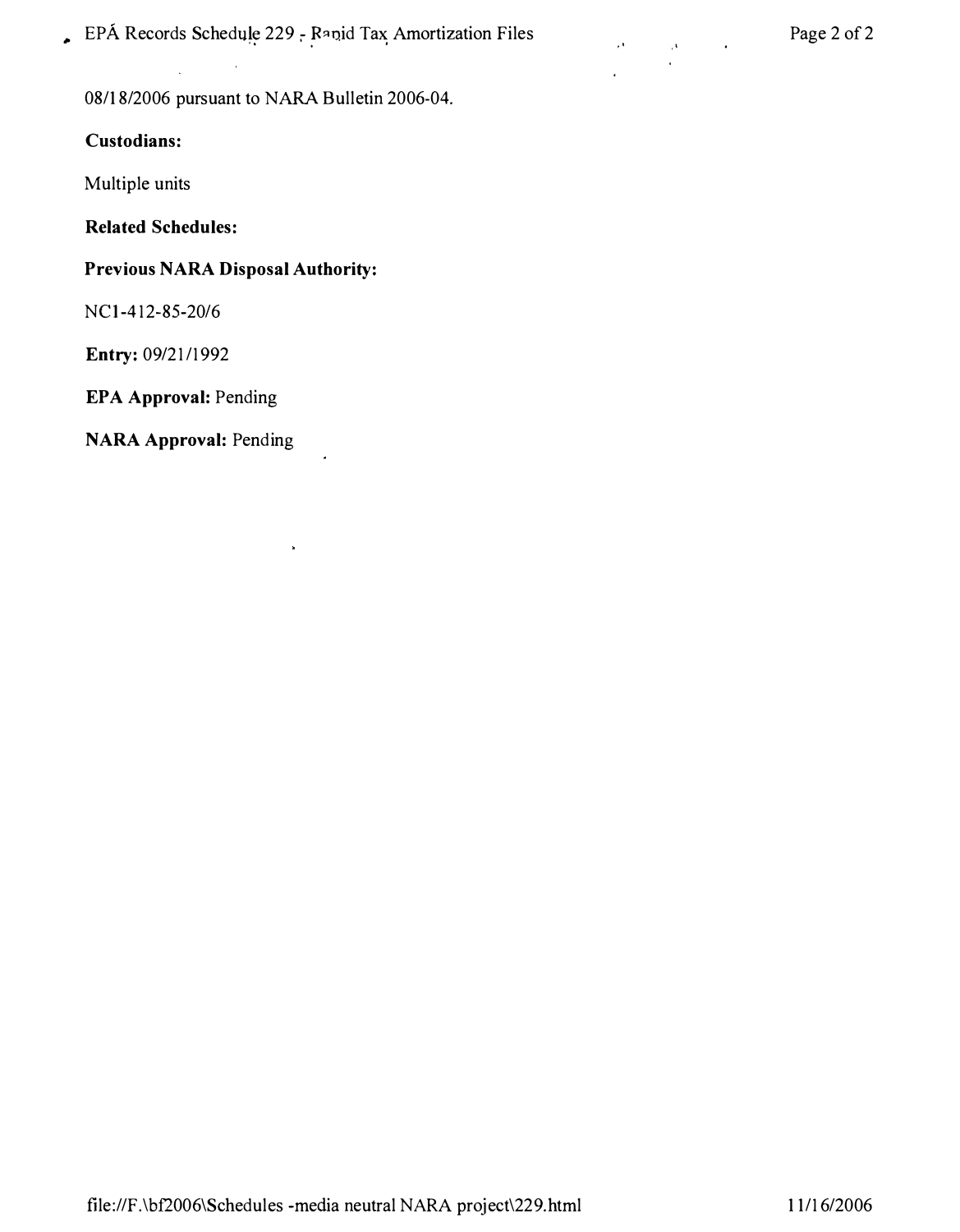08/18/2006 pursuant to NARA Bulletin 2006-04.

**Custodians:**

Multiple units

**Related Schedules:**

**Previous NARA Disposal Authority:**

NC1-412-85-20/6

**Entry:** 09/21/1992

**EPA Approval:** Pending

**NARA Approval:** Pending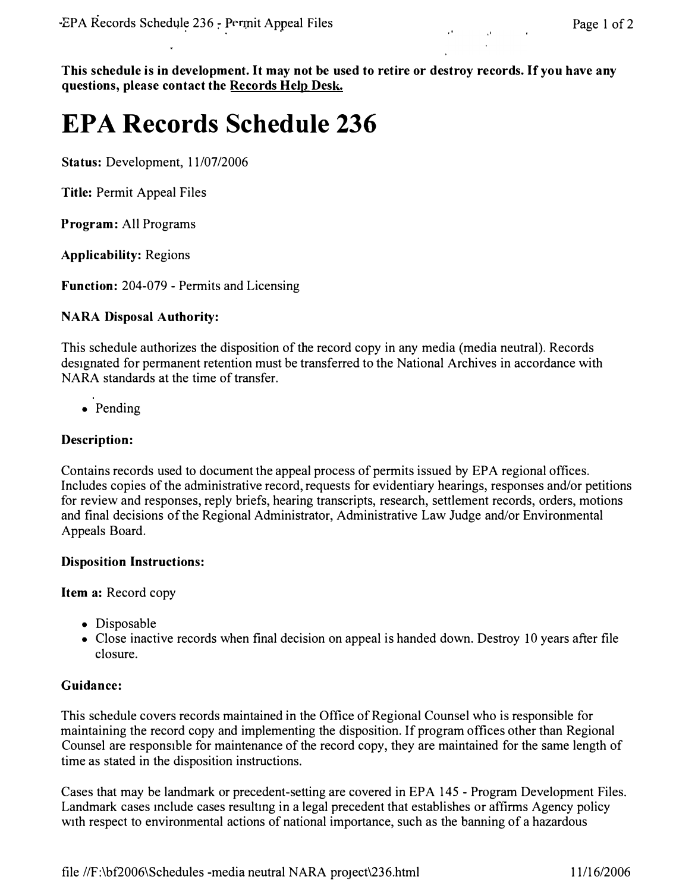**This schedule is in development. It may not be used to retire or destroy records. If you have any questions, please contact the Records Help Desk.**

# EPA Records Schedule 236

**Status:** Development, 11/07/2006

**Title:** Permit Appeal Files

**Program:** All Programs

**Applicability:** Regions

**Function:** 204-079 - Permits and Licensing

**NARA Disposal Authority:**

This schedule authorizes the disposition of the record copy in any media (media neutral). Records designated for permanent retention must be transferred to the National Archives in accordance with NARA standards at the time of transfer.

- Pending

**Description:**

Contains records used to document the appeal process of permits issued by EPA regional offices. Includes copies of the administrative record, requests for evidentiary hearings, responses and/or petitions for review and responses, reply briefs, hearing transcripts, research, settlement records, orders, motions and final decisions of the Regional Administrator, Administrative Law Judge and/or Environmental Appeals Board.

**Disposition Instructions:**

**Item a:** Record copy

- Disposable
- Close inactive records when final decision on appeal is handed down. Destroy 10 years after file closure.

**Guidance:**

This schedule covers records maintained in the Office of Regional Counsel who is responsible for maintaining the record copy and implementing the disposition. If program offices other than Regional Counsel are responsible for maintenance of the record copy, they are maintained for the same length of time as stated in the disposition instructions.

Cases that may be landmark or precedent-setting are covered in EPA 145 - Program Development Files. Landmark cases include cases resulting in a legal precedent that establishes or affirms Agency policy with respect to environmental actions of national importance, such as the banning of a hazardous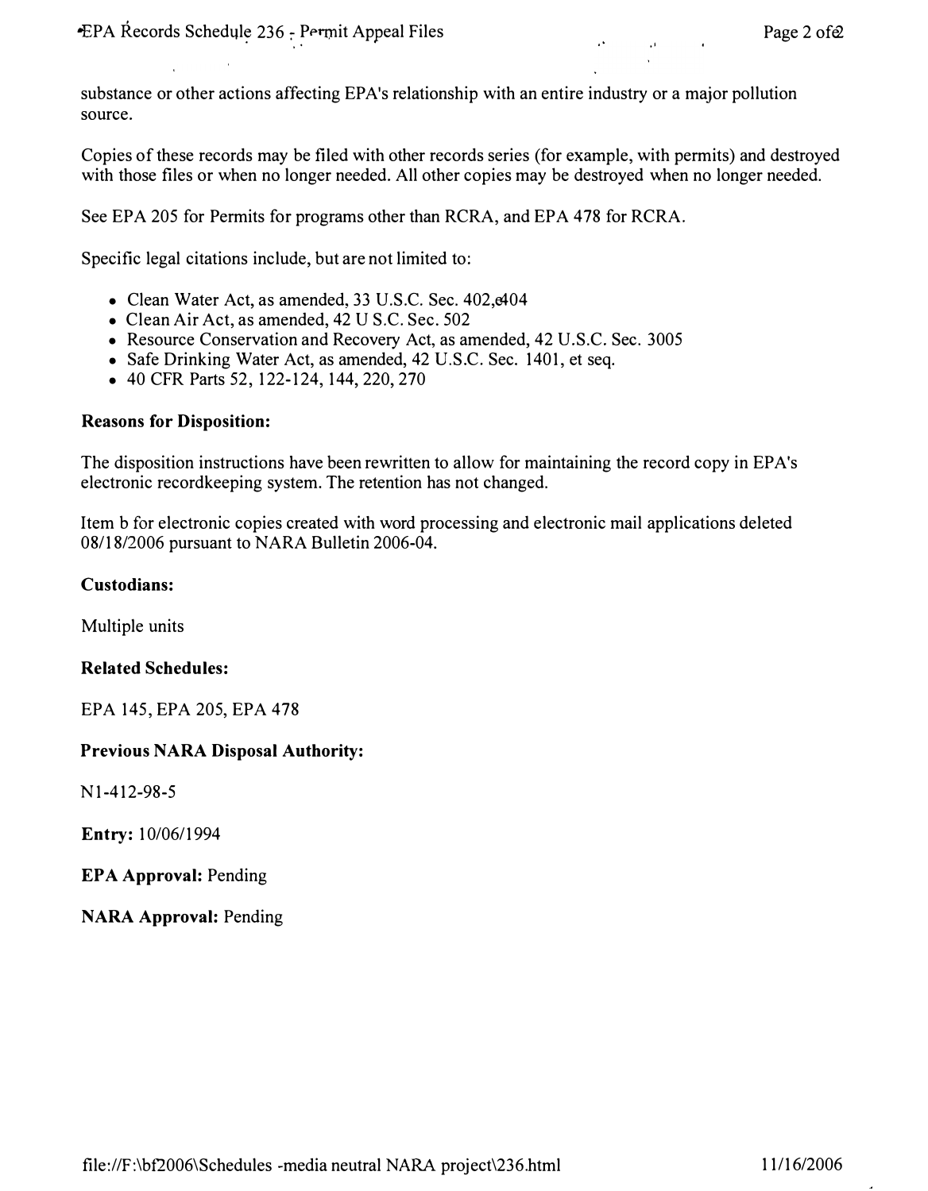substance or other actions affecting EPA's relationship with an entire industry or a major pollution source.

Copies of these records may be filed with other records series (for example, with permits) and destroyed with those files or when no longer needed. All other copies may be destroyed when no longer needed.

See EPA 205 for Permits for programs other than RCRA, and EPA 478 for RCRA.

Specific legal citations include, but are not limited to:

- Clean Water Act, as amended, 33 U.S.C. Sec. 402, 404
- Clean Air Act, as amended, 42 U S.C. Sec. 502
- Resource Conservation and Recovery Act, as amended, 42 U.S.C. Sec. 3005
- Safe Drinking Water Act, as amended, 42 U.S.C. Sec. 1401, et seq.
- 40 CFR Parts 52, 122-124, 144, 220, 270

**Reasons for Disposition:**

The disposition instructions have been rewritten to allow for maintaining the record copy in EPA's electronic recordkeeping system. The retention has not changed.

Item b for electronic copies created with word processing and electronic mail applications deleted 08/18/2006 pursuant to NARA Bulletin 2006-04.

**Custodians:**

Multiple units

**Related Schedules:**

EPA 145, EPA 205, EPA 478

**Previous NARA Disposal Authority:**

N1-412-98-5

**Entry:** 10/06/1994

**EPA Approval:** Pending

**NARA Approval:** Pending